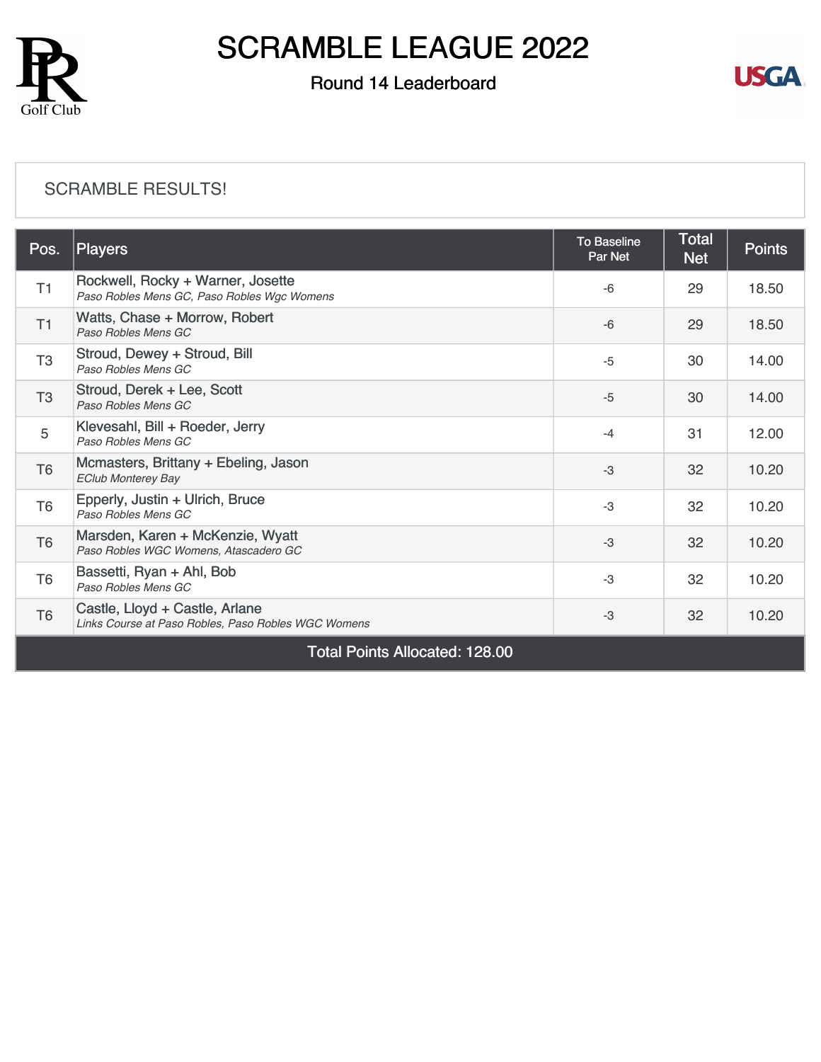# SCRAMBLE LEAGUE 2022

## Round 14 Leaderboard

SCRAMBLE RESULTS!

| Pos. | Players | To Baseline Par Net | Total Net | Points |
|---|---|---|---|---|
| T1 | Rockwell, Rocky + Warner, Josette<br>*Paso Robles Mens GC, Paso Robles Wgc Womens* | -6 | 29 | 18.50 |
| T1 | Watts, Chase + Morrow, Robert<br>*Paso Robles Mens GC* | -6 | 29 | 18.50 |
| T3 | Stroud, Dewey + Stroud, Bill<br>*Paso Robles Mens GC* | -5 | 30 | 14.00 |
| T3 | Stroud, Derek + Lee, Scott<br>*Paso Robles Mens GC* | -5 | 30 | 14.00 |
| 5 | Klevesahl, Bill + Roeder, Jerry<br>*Paso Robles Mens GC* | -4 | 31 | 12.00 |
| T6 | Mcmasters, Brittany + Ebeling, Jason<br>*EClub Monterey Bay* | -3 | 32 | 10.20 |
| T6 | Epperly, Justin + Ulrich, Bruce<br>*Paso Robles Mens GC* | -3 | 32 | 10.20 |
| T6 | Marsden, Karen + McKenzie, Wyatt<br>*Paso Robles WGC Womens, Atascadero GC* | -3 | 32 | 10.20 |
| T6 | Bassetti, Ryan + Ahl, Bob<br>*Paso Robles Mens GC* | -3 | 32 | 10.20 |
| T6 | Castle, Lloyd + Castle, Arlane<br>*Links Course at Paso Robles, Paso Robles WGC Womens* | -3 | 32 | 10.20 |
| Total Points Allocated: 128.00 | | | | |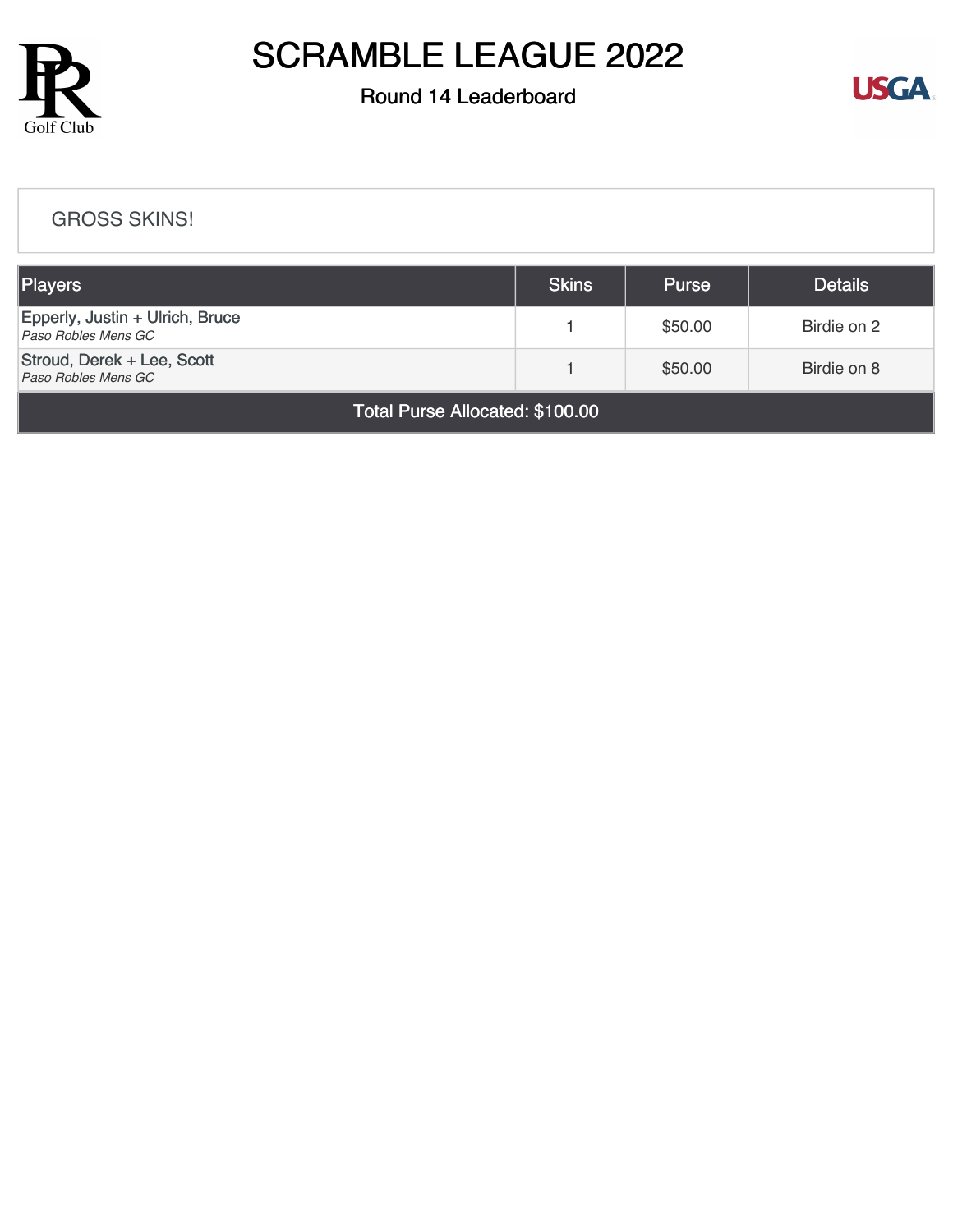# SCRAMBLE LEAGUE 2022

## Round 14 Leaderboard

GROSS SKINS!

| Players | Skins | Purse | Details |
|---|---|---|---|
| Epperly, Justin + Ulrich, Bruce<br>*Paso Robles Mens GC* | 1 | $50.00 | Birdie on 2 |
| Stroud, Derek + Lee, Scott<br>*Paso Robles Mens GC* | 1 | $50.00 | Birdie on 8 |
| Total Purse Allocated: $100.00 | | | |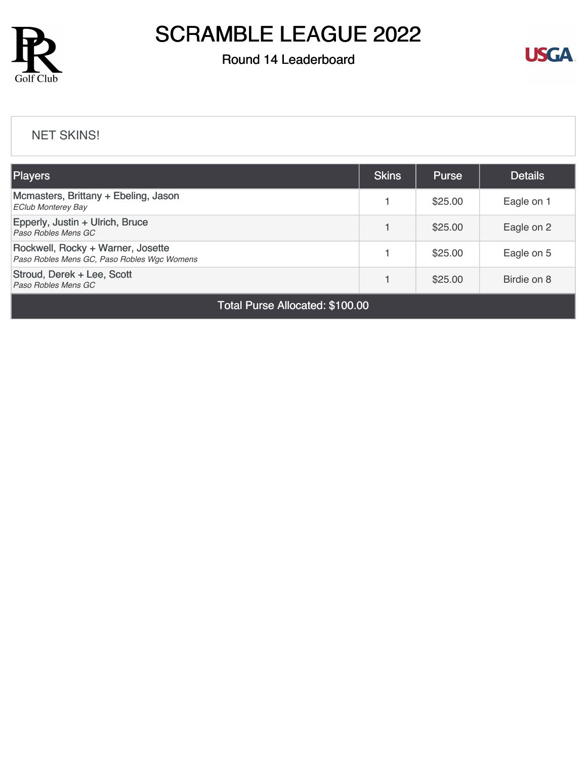# SCRAMBLE LEAGUE 2022

## Round 14 Leaderboard

NET SKINS!

| Players | Skins | Purse | Details |
|---|---|---|---|
| Mcmasters, Brittany + Ebeling, Jason<br>*EClub Monterey Bay* | 1 | $25.00 | Eagle on 1 |
| Epperly, Justin + Ulrich, Bruce<br>*Paso Robles Mens GC* | 1 | $25.00 | Eagle on 2 |
| Rockwell, Rocky + Warner, Josette<br>*Paso Robles Mens GC, Paso Robles Wgc Womens* | 1 | $25.00 | Eagle on 5 |
| Stroud, Derek + Lee, Scott<br>*Paso Robles Mens GC* | 1 | $25.00 | Birdie on 8 |
| Total Purse Allocated: $100.00 | | | |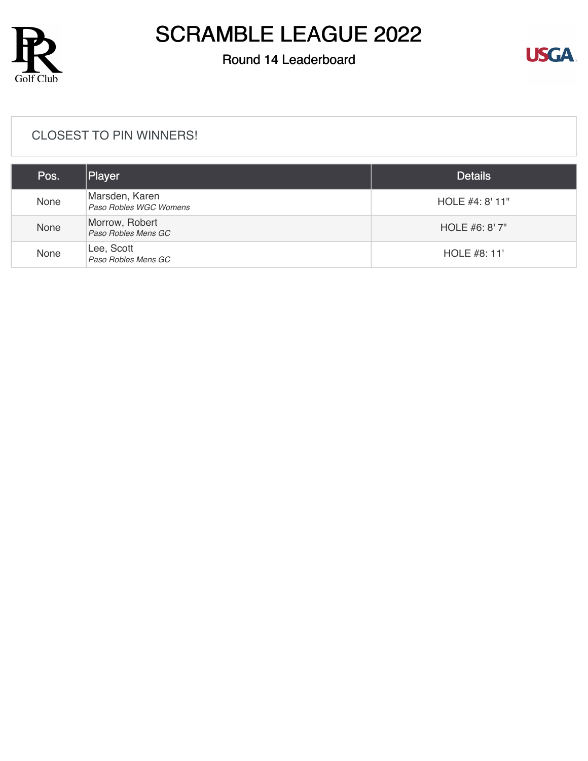# SCRAMBLE LEAGUE 2022

## Round 14 Leaderboard

CLOSEST TO PIN WINNERS!

| Pos. | Player | Details |
| --- | --- | --- |
| None | Marsden, Karen *Paso Robles WGC Womens* | HOLE #4: 8' 11" |
| None | Morrow, Robert *Paso Robles Mens GC* | HOLE #6: 8' 7" |
| None | Lee, Scott *Paso Robles Mens GC* | HOLE #8: 11' |